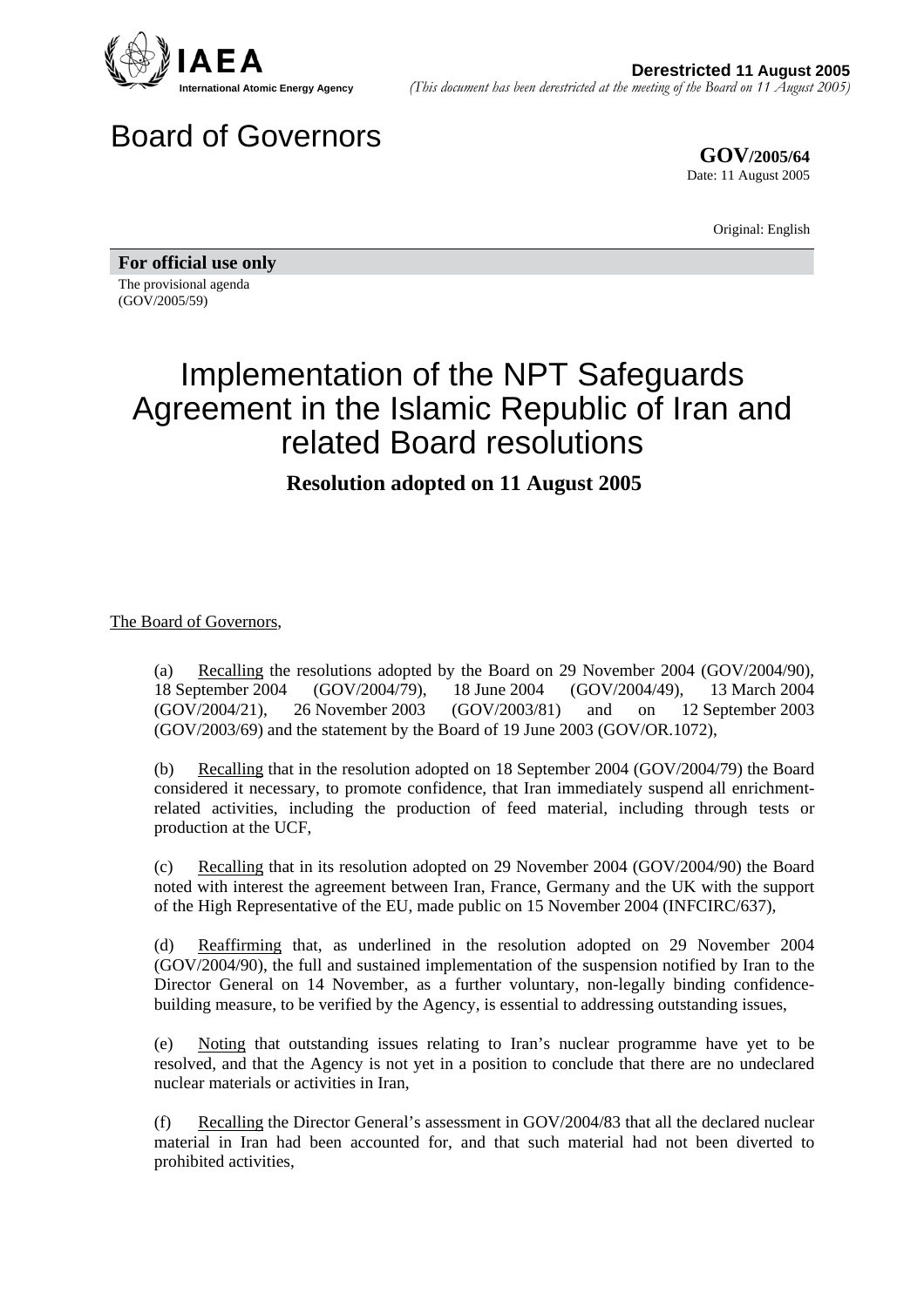IAEA
International Atomic Energy Agency

**Derestricted 11 August 2005**
*(This document has been derestricted at the meeting of the Board on 11 August 2005)*

# Board of Governors

**GOV/2005/64**
Date: 11 August 2005

Original: English

**For official use only**

The provisional agenda
(GOV/2005/59)

# Implementation of the NPT Safeguards Agreement in the Islamic Republic of Iran and related Board resolutions

## Resolution adopted on 11 August 2005

The Board of Governors,

(a) Recalling the resolutions adopted by the Board on 29 November 2004 (GOV/2004/90), 18 September 2004 (GOV/2004/79), 18 June 2004 (GOV/2004/49), 13 March 2004 (GOV/2004/21), 26 November 2003 (GOV/2003/81) and on 12 September 2003 (GOV/2003/69) and the statement by the Board of 19 June 2003 (GOV/OR.1072),

(b) Recalling that in the resolution adopted on 18 September 2004 (GOV/2004/79) the Board considered it necessary, to promote confidence, that Iran immediately suspend all enrichment-related activities, including the production of feed material, including through tests or production at the UCF,

(c) Recalling that in its resolution adopted on 29 November 2004 (GOV/2004/90) the Board noted with interest the agreement between Iran, France, Germany and the UK with the support of the High Representative of the EU, made public on 15 November 2004 (INFCIRC/637),

(d) Reaffirming that, as underlined in the resolution adopted on 29 November 2004 (GOV/2004/90), the full and sustained implementation of the suspension notified by Iran to the Director General on 14 November, as a further voluntary, non-legally binding confidence-building measure, to be verified by the Agency, is essential to addressing outstanding issues,

(e) Noting that outstanding issues relating to Iran's nuclear programme have yet to be resolved, and that the Agency is not yet in a position to conclude that there are no undeclared nuclear materials or activities in Iran,

(f) Recalling the Director General's assessment in GOV/2004/83 that all the declared nuclear material in Iran had been accounted for, and that such material had not been diverted to prohibited activities,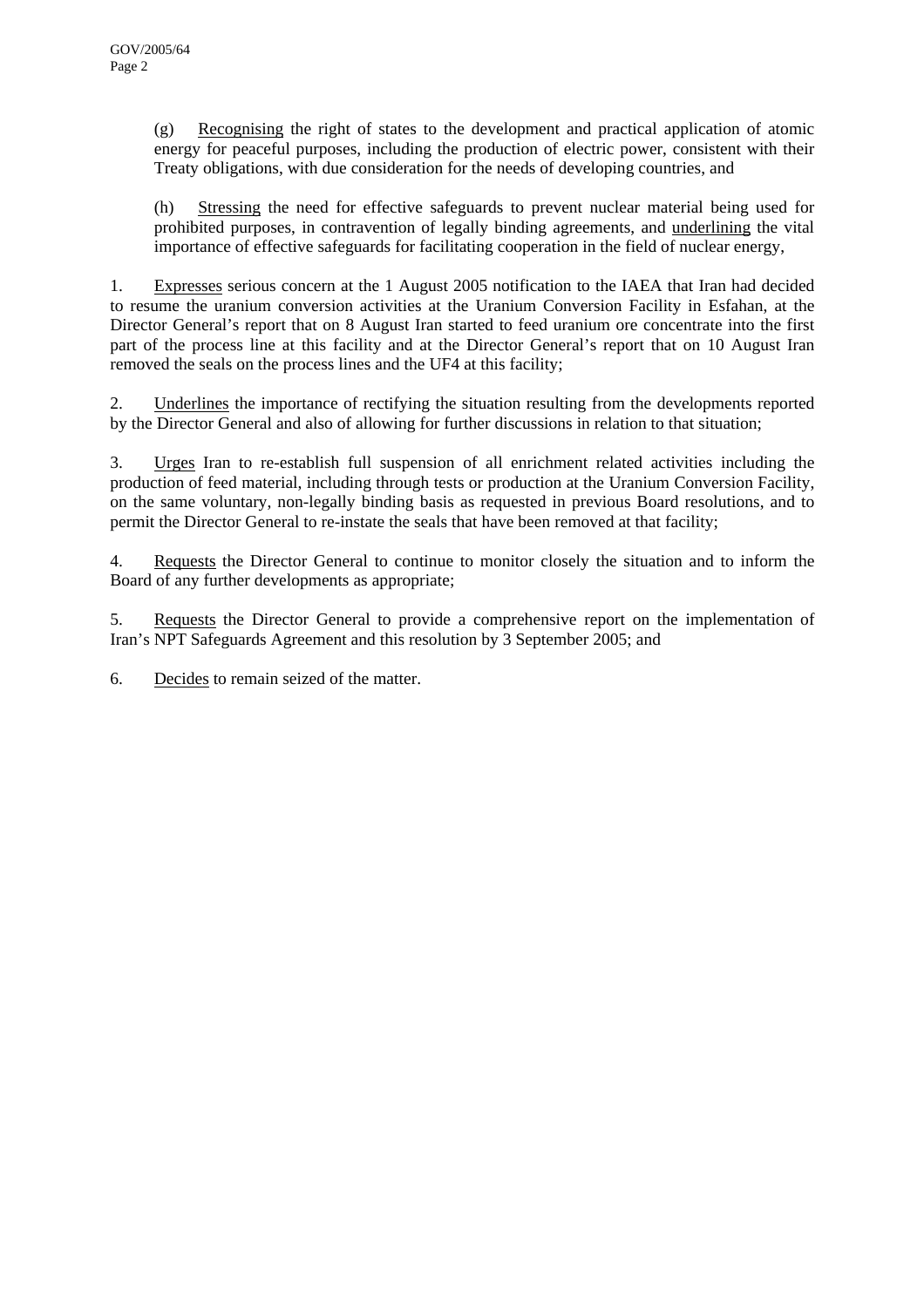(g) Recognising the right of states to the development and practical application of atomic energy for peaceful purposes, including the production of electric power, consistent with their Treaty obligations, with due consideration for the needs of developing countries, and

(h) Stressing the need for effective safeguards to prevent nuclear material being used for prohibited purposes, in contravention of legally binding agreements, and underlining the vital importance of effective safeguards for facilitating cooperation in the field of nuclear energy,

1. Expresses serious concern at the 1 August 2005 notification to the IAEA that Iran had decided to resume the uranium conversion activities at the Uranium Conversion Facility in Esfahan, at the Director General's report that on 8 August Iran started to feed uranium ore concentrate into the first part of the process line at this facility and at the Director General's report that on 10 August Iran removed the seals on the process lines and the $UF_4$ at this facility;

2. Underlines the importance of rectifying the situation resulting from the developments reported by the Director General and also of allowing for further discussions in relation to that situation;

3. Urges Iran to re-establish full suspension of all enrichment related activities including the production of feed material, including through tests or production at the Uranium Conversion Facility, on the same voluntary, non-legally binding basis as requested in previous Board resolutions, and to permit the Director General to re-instate the seals that have been removed at that facility;

4. Requests the Director General to continue to monitor closely the situation and to inform the Board of any further developments as appropriate;

5. Requests the Director General to provide a comprehensive report on the implementation of Iran's NPT Safeguards Agreement and this resolution by 3 September 2005; and

6. Decides to remain seized of the matter.